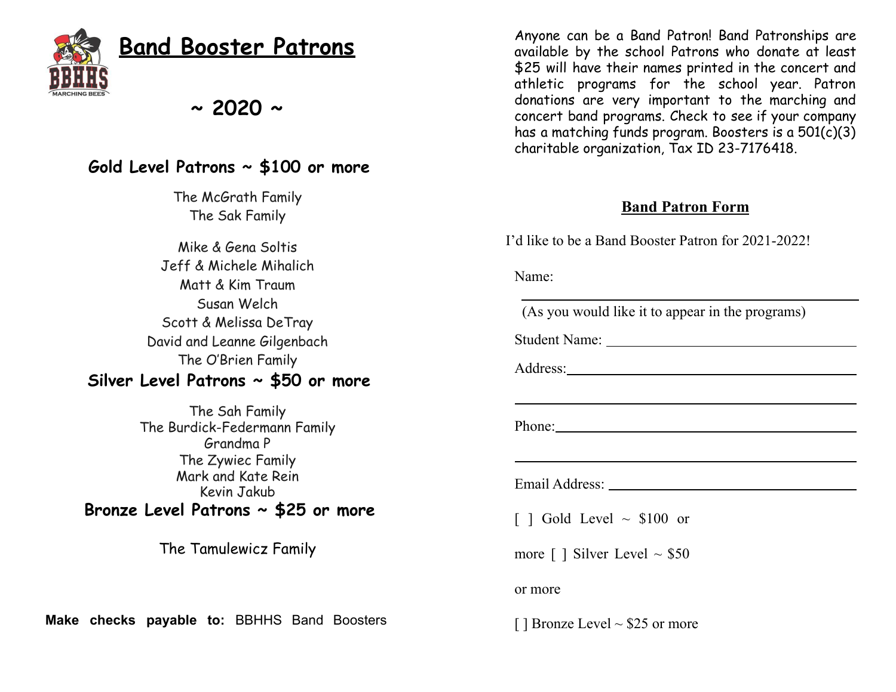# Band Booster Patrons

## ~ 2020 ~

### Gold Level Patrons ~ $100 or more

The McGrath Family
The Sak Family

Mike & Gena Soltis
Jeff & Michele Mihalich
Matt & Kim Traum
Susan Welch
Scott & Melissa DeTray
David and Leanne Gilgenbach
The O'Brien Family

### Silver Level Patrons ~ $50 or more

The Sah Family
The Burdick-Federmann Family
Grandma P
The Zywiec Family
Mark and Kate Rein
Kevin Jakub

### Bronze Level Patrons ~ $25 or more

The Tamulewicz Family

**Make checks payable to:** BBHHS Band Boosters

Anyone can be a Band Patron! Band Patronships are available by the school Patrons who donate at least $25 will have their names printed in the concert and athletic programs for the school year. Patron donations are very important to the marching and concert band programs. Check to see if your company has a matching funds program. Boosters is a 501(c)(3) charitable organization, Tax ID 23-7176418.

## Band Patron Form

I'd like to be a Band Booster Patron for 2021-2022!

Name: ______________________________

(As you would like it to appear in the programs)

Student Name: ______________________________

Address: ______________________________

______________________________

Phone: ______________________________

______________________________

Email Address: ______________________________

[ ] Gold Level ~ $100 or more [ ] Silver Level ~ $50 or more

[ ] Bronze Level ~ $25 or more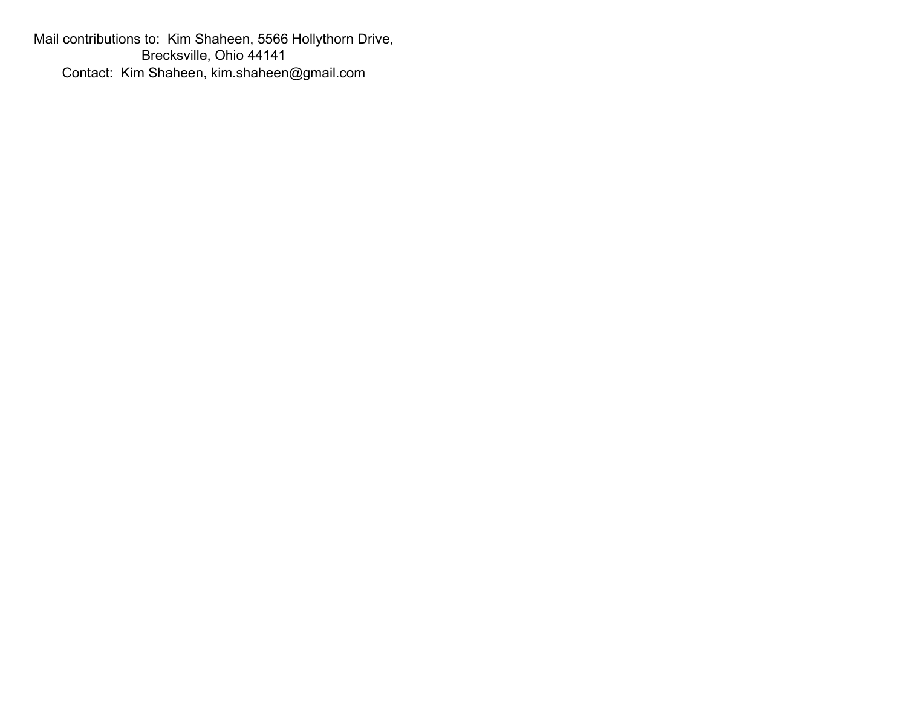Mail contributions to: Kim Shaheen, 5566 Hollythorn Drive,
Brecksville, Ohio 44141

Contact: Kim Shaheen, kim.shaheen@gmail.com